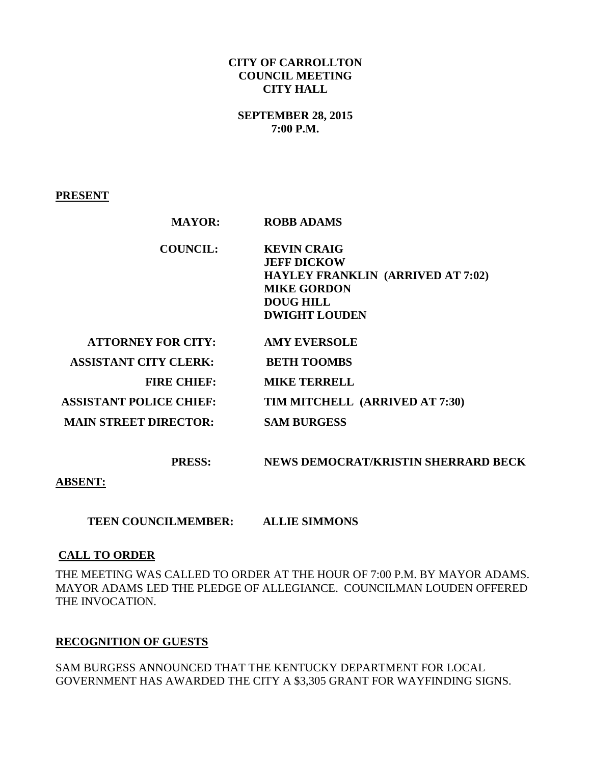**CITY OF CARROLLTON**
**COUNCIL MEETING**
**CITY HALL**

**SEPTEMBER 28, 2015**
**7:00 P.M.**

**PRESENT**

| | |
|---|---|
| **MAYOR:** | **ROBB ADAMS** |
| **COUNCIL:** | **KEVIN CRAIG** |
| | **JEFF DICKOW** |
| | **HAYLEY FRANKLIN (ARRIVED AT 7:02)** |
| | **MIKE GORDON** |
| | **DOUG HILL** |
| | **DWIGHT LOUDEN** |
| **ATTORNEY FOR CITY:** | **AMY EVERSOLE** |
| **ASSISTANT CITY CLERK:** | **BETH TOOMBS** |
| **FIRE CHIEF:** | **MIKE TERRELL** |
| **ASSISTANT POLICE CHIEF:** | **TIM MITCHELL (ARRIVED AT 7:30)** |
| **MAIN STREET DIRECTOR:** | **SAM BURGESS** |
| **PRESS:** | **NEWS DEMOCRAT/KRISTIN SHERRARD BECK** |

**ABSENT:**

| | |
|---|---|
| **TEEN COUNCILMEMBER:** | **ALLIE SIMMONS** |

**CALL TO ORDER**

THE MEETING WAS CALLED TO ORDER AT THE HOUR OF 7:00 P.M. BY MAYOR ADAMS. MAYOR ADAMS LED THE PLEDGE OF ALLEGIANCE. COUNCILMAN LOUDEN OFFERED THE INVOCATION.

**RECOGNITION OF GUESTS**

SAM BURGESS ANNOUNCED THAT THE KENTUCKY DEPARTMENT FOR LOCAL GOVERNMENT HAS AWARDED THE CITY A $3,305 GRANT FOR WAYFINDING SIGNS.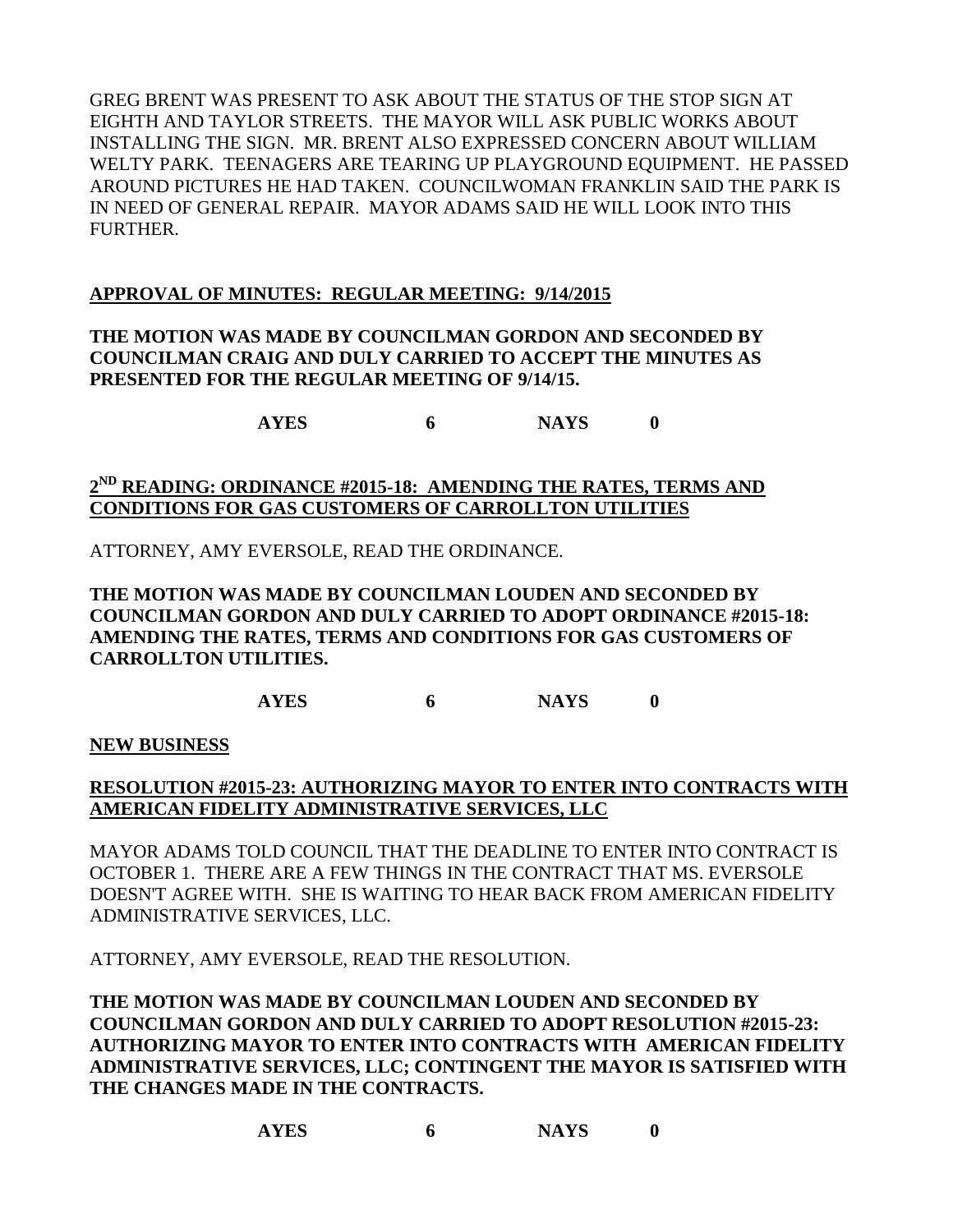GREG BRENT WAS PRESENT TO ASK ABOUT THE STATUS OF THE STOP SIGN AT EIGHTH AND TAYLOR STREETS. THE MAYOR WILL ASK PUBLIC WORKS ABOUT INSTALLING THE SIGN. MR. BRENT ALSO EXPRESSED CONCERN ABOUT WILLIAM WELTY PARK. TEENAGERS ARE TEARING UP PLAYGROUND EQUIPMENT. HE PASSED AROUND PICTURES HE HAD TAKEN. COUNCILWOMAN FRANKLIN SAID THE PARK IS IN NEED OF GENERAL REPAIR. MAYOR ADAMS SAID HE WILL LOOK INTO THIS FURTHER.

**APPROVAL OF MINUTES: REGULAR MEETING: 9/14/2015**

**THE MOTION WAS MADE BY COUNCILMAN GORDON AND SECONDED BY COUNCILMAN CRAIG AND DULY CARRIED TO ACCEPT THE MINUTES AS PRESENTED FOR THE REGULAR MEETING OF 9/14/15.**

**AYES 6 NAYS 0**

**2ND READING: ORDINANCE #2015-18: AMENDING THE RATES, TERMS AND CONDITIONS FOR GAS CUSTOMERS OF CARROLLTON UTILITIES**

ATTORNEY, AMY EVERSOLE, READ THE ORDINANCE.

**THE MOTION WAS MADE BY COUNCILMAN LOUDEN AND SECONDED BY COUNCILMAN GORDON AND DULY CARRIED TO ADOPT ORDINANCE #2015-18: AMENDING THE RATES, TERMS AND CONDITIONS FOR GAS CUSTOMERS OF CARROLLTON UTILITIES.**

**AYES 6 NAYS 0**

**NEW BUSINESS**

**RESOLUTION #2015-23: AUTHORIZING MAYOR TO ENTER INTO CONTRACTS WITH AMERICAN FIDELITY ADMINISTRATIVE SERVICES, LLC**

MAYOR ADAMS TOLD COUNCIL THAT THE DEADLINE TO ENTER INTO CONTRACT IS OCTOBER 1. THERE ARE A FEW THINGS IN THE CONTRACT THAT MS. EVERSOLE DOESN'T AGREE WITH. SHE IS WAITING TO HEAR BACK FROM AMERICAN FIDELITY ADMINISTRATIVE SERVICES, LLC.

ATTORNEY, AMY EVERSOLE, READ THE RESOLUTION.

**THE MOTION WAS MADE BY COUNCILMAN LOUDEN AND SECONDED BY COUNCILMAN GORDON AND DULY CARRIED TO ADOPT RESOLUTION #2015-23: AUTHORIZING MAYOR TO ENTER INTO CONTRACTS WITH AMERICAN FIDELITY ADMINISTRATIVE SERVICES, LLC; CONTINGENT THE MAYOR IS SATISFIED WITH THE CHANGES MADE IN THE CONTRACTS.**

**AYES 6 NAYS 0**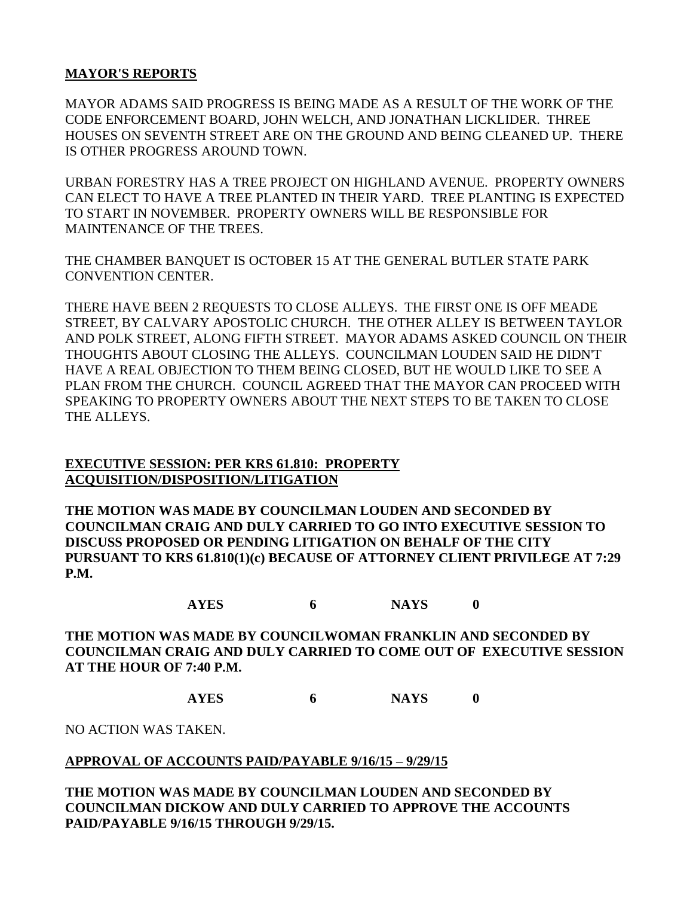## MAYOR'S REPORTS

MAYOR ADAMS SAID PROGRESS IS BEING MADE AS A RESULT OF THE WORK OF THE CODE ENFORCEMENT BOARD, JOHN WELCH, AND JONATHAN LICKLIDER. THREE HOUSES ON SEVENTH STREET ARE ON THE GROUND AND BEING CLEANED UP. THERE IS OTHER PROGRESS AROUND TOWN.

URBAN FORESTRY HAS A TREE PROJECT ON HIGHLAND AVENUE. PROPERTY OWNERS CAN ELECT TO HAVE A TREE PLANTED IN THEIR YARD. TREE PLANTING IS EXPECTED TO START IN NOVEMBER. PROPERTY OWNERS WILL BE RESPONSIBLE FOR MAINTENANCE OF THE TREES.

THE CHAMBER BANQUET IS OCTOBER 15 AT THE GENERAL BUTLER STATE PARK CONVENTION CENTER.

THERE HAVE BEEN 2 REQUESTS TO CLOSE ALLEYS. THE FIRST ONE IS OFF MEADE STREET, BY CALVARY APOSTOLIC CHURCH. THE OTHER ALLEY IS BETWEEN TAYLOR AND POLK STREET, ALONG FIFTH STREET. MAYOR ADAMS ASKED COUNCIL ON THEIR THOUGHTS ABOUT CLOSING THE ALLEYS. COUNCILMAN LOUDEN SAID HE DIDN'T HAVE A REAL OBJECTION TO THEM BEING CLOSED, BUT HE WOULD LIKE TO SEE A PLAN FROM THE CHURCH. COUNCIL AGREED THAT THE MAYOR CAN PROCEED WITH SPEAKING TO PROPERTY OWNERS ABOUT THE NEXT STEPS TO BE TAKEN TO CLOSE THE ALLEYS.

## EXECUTIVE SESSION: PER KRS 61.810: PROPERTY ACQUISITION/DISPOSITION/LITIGATION

**THE MOTION WAS MADE BY COUNCILMAN LOUDEN AND SECONDED BY COUNCILMAN CRAIG AND DULY CARRIED TO GO INTO EXECUTIVE SESSION TO DISCUSS PROPOSED OR PENDING LITIGATION ON BEHALF OF THE CITY PURSUANT TO KRS 61.810(1)(c) BECAUSE OF ATTORNEY CLIENT PRIVILEGE AT 7:29 P.M.**

**AYES 6 NAYS 0**

**THE MOTION WAS MADE BY COUNCILWOMAN FRANKLIN AND SECONDED BY COUNCILMAN CRAIG AND DULY CARRIED TO COME OUT OF EXECUTIVE SESSION AT THE HOUR OF 7:40 P.M.**

**AYES 6 NAYS 0**

NO ACTION WAS TAKEN.

## APPROVAL OF ACCOUNTS PAID/PAYABLE 9/16/15 – 9/29/15

**THE MOTION WAS MADE BY COUNCILMAN LOUDEN AND SECONDED BY COUNCILMAN DICKOW AND DULY CARRIED TO APPROVE THE ACCOUNTS PAID/PAYABLE 9/16/15 THROUGH 9/29/15.**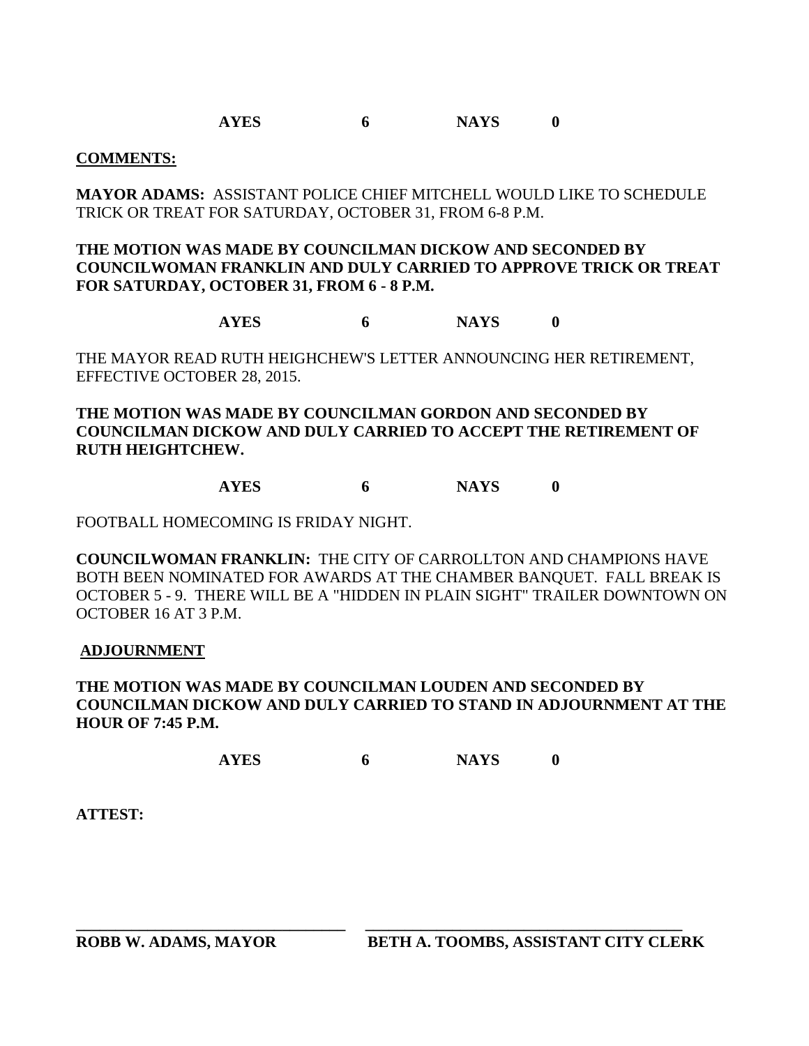**AYES 6 NAYS 0**

**COMMENTS:**

**MAYOR ADAMS:** ASSISTANT POLICE CHIEF MITCHELL WOULD LIKE TO SCHEDULE TRICK OR TREAT FOR SATURDAY, OCTOBER 31, FROM 6-8 P.M.

**THE MOTION WAS MADE BY COUNCILMAN DICKOW AND SECONDED BY COUNCILWOMAN FRANKLIN AND DULY CARRIED TO APPROVE TRICK OR TREAT FOR SATURDAY, OCTOBER 31, FROM 6 - 8 P.M.**

**AYES 6 NAYS 0**

THE MAYOR READ RUTH HEIGHCHEW'S LETTER ANNOUNCING HER RETIREMENT, EFFECTIVE OCTOBER 28, 2015.

**THE MOTION WAS MADE BY COUNCILMAN GORDON AND SECONDED BY COUNCILMAN DICKOW AND DULY CARRIED TO ACCEPT THE RETIREMENT OF RUTH HEIGHTCHEW.**

**AYES 6 NAYS 0**

FOOTBALL HOMECOMING IS FRIDAY NIGHT.

**COUNCILWOMAN FRANKLIN:** THE CITY OF CARROLLTON AND CHAMPIONS HAVE BOTH BEEN NOMINATED FOR AWARDS AT THE CHAMBER BANQUET. FALL BREAK IS OCTOBER 5 - 9. THERE WILL BE A "HIDDEN IN PLAIN SIGHT" TRAILER DOWNTOWN ON OCTOBER 16 AT 3 P.M.

**ADJOURNMENT**

**THE MOTION WAS MADE BY COUNCILMAN LOUDEN AND SECONDED BY COUNCILMAN DICKOW AND DULY CARRIED TO STAND IN ADJOURNMENT AT THE HOUR OF 7:45 P.M.**

**AYES 6 NAYS 0**

**ATTEST:**

______________________________ ______________________________

**ROBB W. ADAMS, MAYOR** **BETH A. TOOMBS, ASSISTANT CITY CLERK**